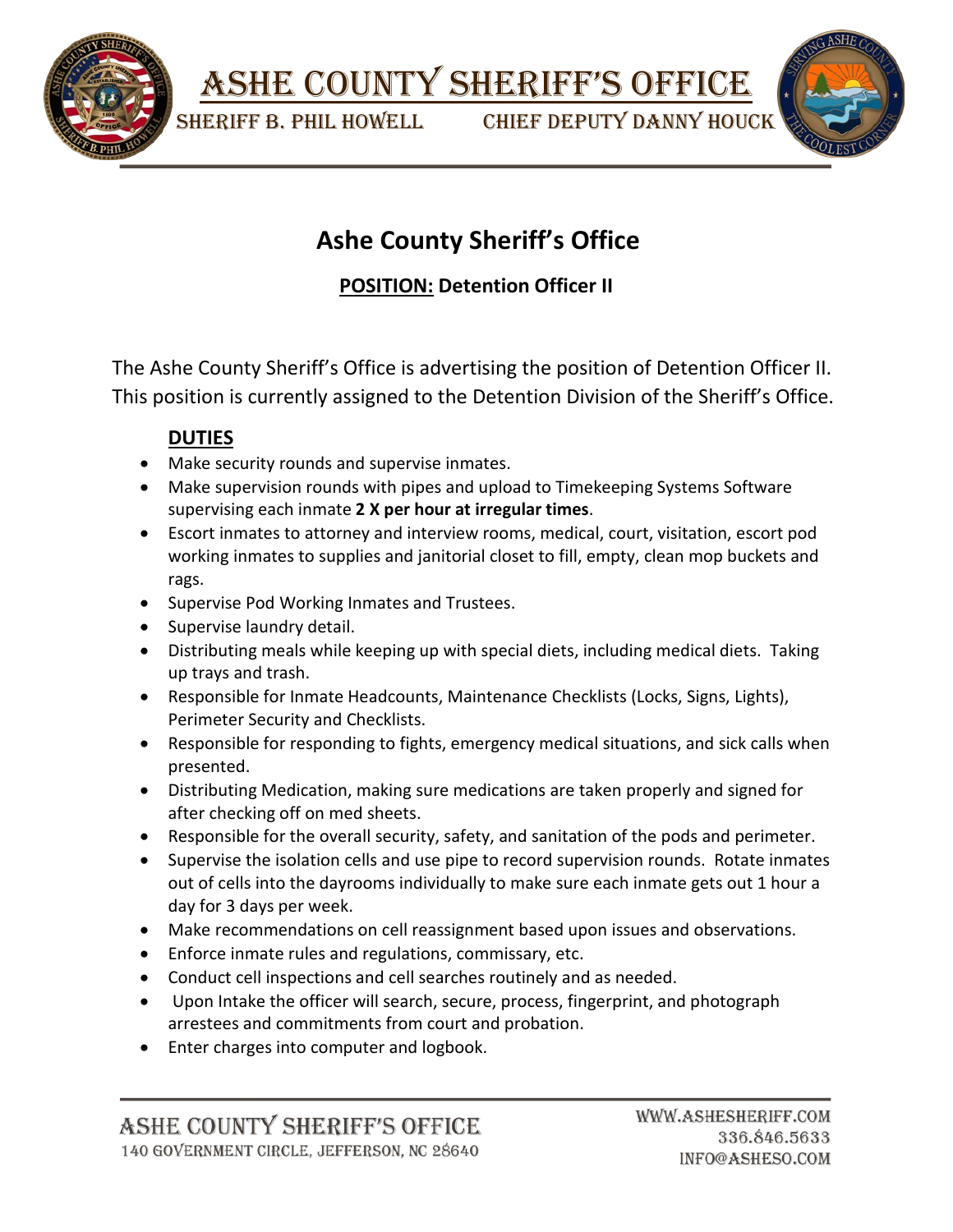# Ashe County Sheriff's Office

Sheriff B. Phil Howell    Chief Deputy Danny Houck

## Ashe County Sheriff's Office

### **POSITION:** Detention Officer II

The Ashe County Sheriff's Office is advertising the position of Detention Officer II. This position is currently assigned to the Detention Division of the Sheriff's Office.

**DUTIES**

- Make security rounds and supervise inmates.
- Make supervision rounds with pipes and upload to Timekeeping Systems Software supervising each inmate **2 X per hour at irregular times**.
- Escort inmates to attorney and interview rooms, medical, court, visitation, escort pod working inmates to supplies and janitorial closet to fill, empty, clean mop buckets and rags.
- Supervise Pod Working Inmates and Trustees.
- Supervise laundry detail.
- Distributing meals while keeping up with special diets, including medical diets. Taking up trays and trash.
- Responsible for Inmate Headcounts, Maintenance Checklists (Locks, Signs, Lights), Perimeter Security and Checklists.
- Responsible for responding to fights, emergency medical situations, and sick calls when presented.
- Distributing Medication, making sure medications are taken properly and signed for after checking off on med sheets.
- Responsible for the overall security, safety, and sanitation of the pods and perimeter.
- Supervise the isolation cells and use pipe to record supervision rounds. Rotate inmates out of cells into the dayrooms individually to make sure each inmate gets out 1 hour a day for 3 days per week.
- Make recommendations on cell reassignment based upon issues and observations.
- Enforce inmate rules and regulations, commissary, etc.
- Conduct cell inspections and cell searches routinely and as needed.
- Upon Intake the officer will search, secure, process, fingerprint, and photograph arrestees and commitments from court and probation.
- Enter charges into computer and logbook.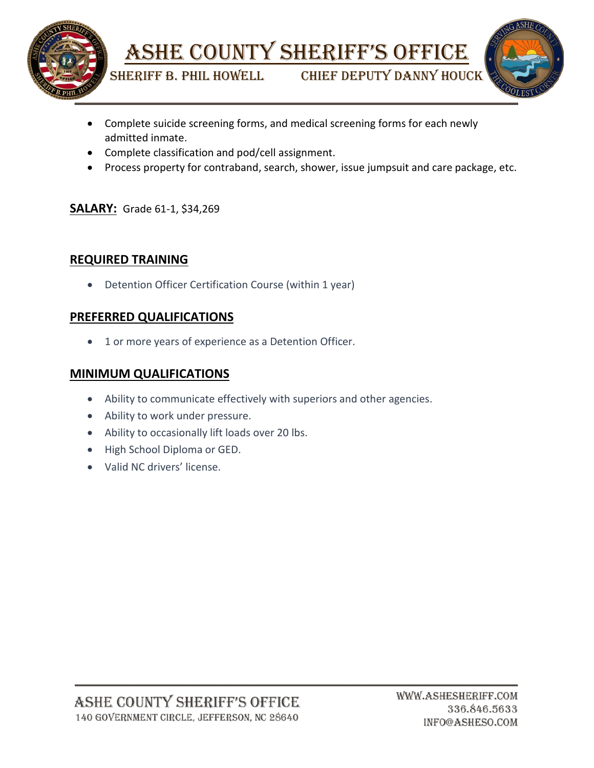- Complete suicide screening forms, and medical screening forms for each newly admitted inmate.
- Complete classification and pod/cell assignment.
- Process property for contraband, search, shower, issue jumpsuit and care package, etc.

**SALARY:** Grade 61-1, $34,269

## REQUIRED TRAINING

- Detention Officer Certification Course (within 1 year)

## PREFERRED QUALIFICATIONS

- 1 or more years of experience as a Detention Officer.

## MINIMUM QUALIFICATIONS

- Ability to communicate effectively with superiors and other agencies.
- Ability to work under pressure.
- Ability to occasionally lift loads over 20 lbs.
- High School Diploma or GED.
- Valid NC drivers' license.